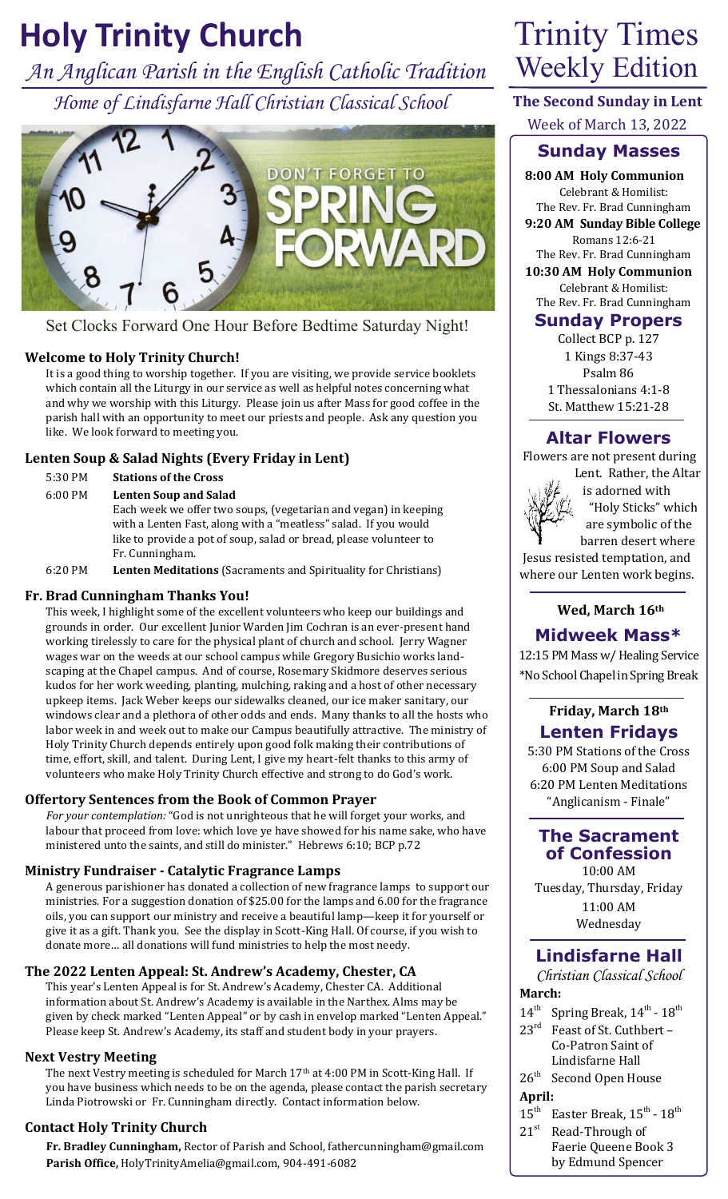# Holy Trinity Church

*An Anglican Parish in the English Catholic Tradition*

*Home of Lindisfarne Hall Christian Classical School*

# Trinity Times Weekly Edition

**The Second Sunday in Lent**

Week of March 13, 2022

DON'T FORGET TO SPRING FORWARD

Set Clocks Forward One Hour Before Bedtime Saturday Night!

## Welcome to Holy Trinity Church!

It is a good thing to worship together. If you are visiting, we provide service booklets which contain all the Liturgy in our service as well as helpful notes concerning what and why we worship with this Liturgy. Please join us after Mass for good coffee in the parish hall with an opportunity to meet our priests and people. Ask any question you like. We look forward to meeting you.

## Lenten Soup & Salad Nights (Every Friday in Lent)

5:30 PM **Stations of the Cross**

6:00 PM **Lenten Soup and Salad**
Each week we offer two soups, (vegetarian and vegan) in keeping with a Lenten Fast, along with a "meatless" salad. If you would like to provide a pot of soup, salad or bread, please volunteer to Fr. Cunningham.

6:20 PM **Lenten Meditations** (Sacraments and Spirituality for Christians)

## Fr. Brad Cunningham Thanks You!

This week, I highlight some of the excellent volunteers who keep our buildings and grounds in order. Our excellent Junior Warden Jim Cochran is an ever-present hand working tirelessly to care for the physical plant of church and school. Jerry Wagner wages war on the weeds at our school campus while Gregory Busichio works land-scaping at the Chapel campus. And of course, Rosemary Skidmore deserves serious kudos for her work weeding, planting, mulching, raking and a host of other necessary upkeep items. Jack Weber keeps our sidewalks cleaned, our ice maker sanitary, our windows clear and a plethora of other odds and ends. Many thanks to all the hosts who labor week in and week out to make our Campus beautifully attractive. The ministry of Holy Trinity Church depends entirely upon good folk making their contributions of time, effort, skill, and talent. During Lent, I give my heart-felt thanks to this army of volunteers who make Holy Trinity Church effective and strong to do God's work.

## Offertory Sentences from the Book of Common Prayer

*For your contemplation:* "God is not unrighteous that he will forget your works, and labour that proceed from love: which love ye have showed for his name sake, who have ministered unto the saints, and still do minister." Hebrews 6:10; BCP p.72

## Ministry Fundraiser - Catalytic Fragrance Lamps

A generous parishioner has donated a collection of new fragrance lamps to support our ministries. For a suggestion donation of $25.00 for the lamps and 6.00 for the fragrance oils, you can support our ministry and receive a beautiful lamp—keep it for yourself or give it as a gift. Thank you. See the display in Scott-King Hall. Of course, if you wish to donate more… all donations will fund ministries to help the most needy.

## The 2022 Lenten Appeal: St. Andrew's Academy, Chester, CA

This year's Lenten Appeal is for St. Andrew's Academy, Chester CA. Additional information about St. Andrew's Academy is available in the Narthex. Alms may be given by check marked "Lenten Appeal" or by cash in envelop marked "Lenten Appeal." Please keep St. Andrew's Academy, its staff and student body in your prayers.

## Next Vestry Meeting

The next Vestry meeting is scheduled for March 17th at 4:00 PM in Scott-King Hall. If you have business which needs to be on the agenda, please contact the parish secretary Linda Piotrowski or Fr. Cunningham directly. Contact information below.

## Contact Holy Trinity Church

**Fr. Bradley Cunningham,** Rector of Parish and School, fathercunningham@gmail.com
**Parish Office,** HolyTrinityAmelia@gmail.com, 904-491-6082

## Sunday Masses

**8:00 AM Holy Communion**
Celebrant & Homilist:
The Rev. Fr. Brad Cunningham

**9:20 AM Sunday Bible College**
Romans 12:6-21
The Rev. Fr. Brad Cunningham

**10:30 AM Holy Communion**
Celebrant & Homilist:
The Rev. Fr. Brad Cunningham

## Sunday Propers

Collect BCP p. 127
1 Kings 8:37-43
Psalm 86
1 Thessalonians 4:1-8
St. Matthew 15:21-28

## Altar Flowers

Flowers are not present during Lent. Rather, the Altar is adorned with "Holy Sticks" which are symbolic of the barren desert where Jesus resisted temptation, and where our Lenten work begins.

**Wed, March 16th**

## Midweek Mass*

12:15 PM Mass w/ Healing Service
*No School Chapel in Spring Break

**Friday, March 18th**

## Lenten Fridays

5:30 PM Stations of the Cross
6:00 PM Soup and Salad
6:20 PM Lenten Meditations
"Anglicanism - Finale"

## The Sacrament of Confession

10:00 AM
Tuesday, Thursday, Friday
11:00 AM
Wednesday

## Lindisfarne Hall

*Christian Classical School*

**March:**

- 14th Spring Break, 14th - 18th
- 23rd Feast of St. Cuthbert – Co-Patron Saint of Lindisfarne Hall
- 26th Second Open House

**April:**

- 15th Easter Break, 15th - 18th
- 21st Read-Through of Faerie Queene Book 3 by Edmund Spencer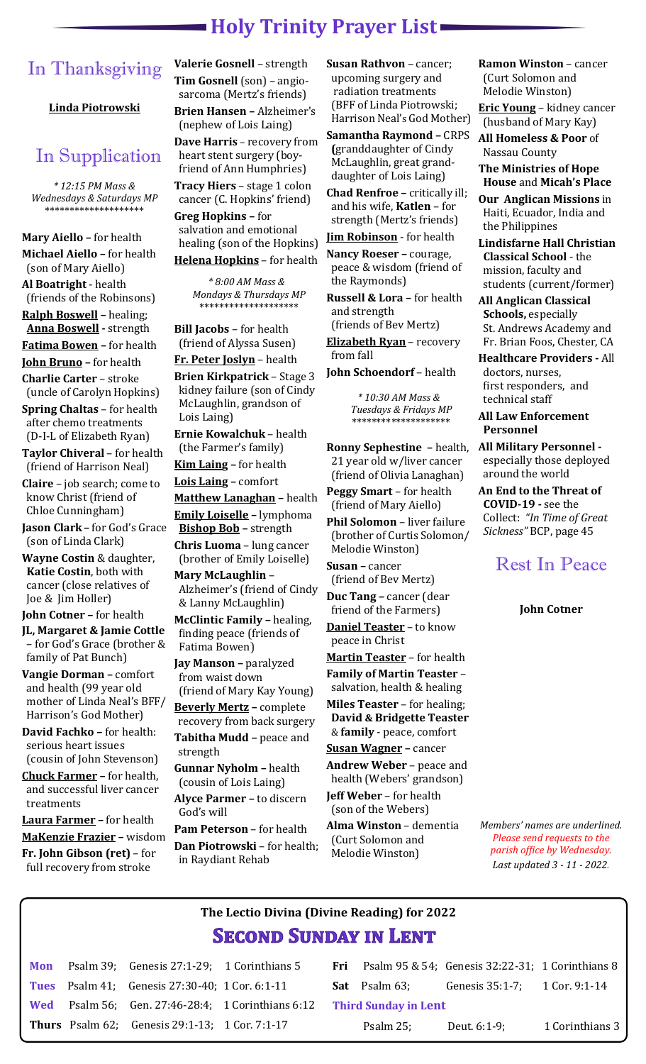# Holy Trinity Prayer List

## In Thanksgiving

**Linda Piotrowski**

## In Supplication

*\* 12:15 PM Mass & Wednesdays & Saturdays MP*
*********************

**Mary Aiello –** for health

**Michael Aiello –** for health (son of Mary Aiello)

**Al Boatright** - health (friends of the Robinsons)

**Ralph Boswell –** healing; **Anna Boswell -** strength

**Fatima Bowen –** for health

**John Bruno –** for health

**Charlie Carter** – stroke (uncle of Carolyn Hopkins)

**Spring Chaltas** – for health after chemo treatments (D-I-L of Elizabeth Ryan)

**Taylor Chiveral** – for health (friend of Harrison Neal)

**Claire** – job search; come to know Christ (friend of Chloe Cunningham)

**Jason Clark –** for God's Grace (son of Linda Clark)

**Wayne Costin** & daughter, **Katie Costin**, both with cancer (close relatives of Joe & Jim Holler)

**John Cotner –** for health

**JL, Margaret & Jamie Cottle** – for God's Grace (brother & family of Pat Bunch)

**Vangie Dorman –** comfort and health (99 year old mother of Linda Neal's BFF/ Harrison's God Mother)

**David Fachko –** for health: serious heart issues (cousin of John Stevenson)

**Chuck Farmer –** for health, and successful liver cancer treatments

**Laura Farmer –** for health

**MaKenzie Frazier –** wisdom

**Fr. John Gibson (ret)** – for full recovery from stroke

**Valerie Gosnell** – strength

**Tim Gosnell** (son) – angio-sarcoma (Mertz's friends)

**Brien Hansen –** Alzheimer's (nephew of Lois Laing)

**Dave Harris** – recovery from heart stent surgery (boy-friend of Ann Humphries)

**Tracy Hiers** – stage 1 colon cancer (C. Hopkins' friend)

**Greg Hopkins –** for salvation and emotional healing (son of the Hopkins)

**Helena Hopkins** – for health

*\* 8:00 AM Mass & Mondays & Thursdays MP*
*********************

**Bill Jacobs** – for health (friend of Alyssa Susen)

**Fr. Peter Joslyn** – health

**Brien Kirkpatrick** – Stage 3 kidney failure (son of Cindy McLaughlin, grandson of Lois Laing)

**Ernie Kowalchuk** – health (the Farmer's family)

**Kim Laing –** for health

**Lois Laing –** comfort

**Matthew Langhan –** health

**Emily Loiselle –** lymphoma **Bishop Bob –** strength

**Chris Luoma** – lung cancer (brother of Emily Loiselle)

**Mary McLaughlin** – Alzheimer's (friend of Cindy & Lanny McLaughlin)

**McClintic Family –** healing, finding peace (friends of Fatima Bowen)

**Jay Manson –** paralyzed from waist down (friend of Mary Kay Young)

**Beverly Mertz –** complete recovery from back surgery

**Tabitha Mudd –** peace and strength

**Gunnar Nyholm –** health (cousin of Lois Laing)

**Alyce Parmer –** to discern God's will

**Pam Peterson** – for health

**Dan Piotrowski** – for health; in Raydiant Rehab

**Susan Rathvon** – cancer; upcoming surgery and radiation treatments (BFF of Linda Piotrowski; Harrison Neal's God Mother)

**Samantha Raymond – CRPS (**granddaughter of Cindy McLaughlin, great grand-daughter of Lois Laing)

**Chad Renfroe –** critically ill; and his wife, **Katlen** – for strength (Mertz's friends)

**Jim Robinson** - for health

**Nancy Roeser –** courage, peace & wisdom (friend of the Raymonds)

**Russell & Lora –** for health and strength (friends of Bev Mertz)

**Elizabeth Ryan** – recovery from fall

**John Schoendorf** – health

*\* 10:30 AM Mass & Tuesdays & Fridays MP*
*********************

**Ronny Sephestine –** health, 21 year old w/liver cancer (friend of Olivia Lanaghan)

**Peggy Smart** – for health (friend of Mary Aiello)

**Phil Solomon** – liver failure (brother of Curtis Solomon/ Melodie Winston)

**Susan –** cancer (friend of Bev Mertz)

**Duc Tang –** cancer (dear friend of the Farmers)

**Daniel Teaster** – to know peace in Christ

**Martin Teaster** – for health

**Family of Martin Teaster** – salvation, health & healing

**Miles Teaster** – for healing; **David & Bridgette Teaster** & **family** - peace, comfort

**Susan Wagner –** cancer

**Andrew Weber** – peace and health (Webers' grandson)

**Jeff Weber** – for health (son of the Webers)

**Alma Winston** – dementia (Curt Solomon and Melodie Winston)

**Ramon Winston** – cancer (Curt Solomon and Melodie Winston)

**Eric Young** – kidney cancer (husband of Mary Kay)

**All Homeless & Poor** of Nassau County

**The Ministries of Hope House** and **Micah's Place**

**Our Anglican Missions** in Haiti, Ecuador, India and the Philippines

**Lindisfarne Hall Christian Classical School** - the mission, faculty and students (current/former)

**All Anglican Classical Schools,** especially St. Andrews Academy and Fr. Brian Foos, Chester, CA

**Healthcare Providers -** All doctors, nurses, first responders, and technical staff

**All Law Enforcement Personnel**

**All Military Personnel -** especially those deployed around the world

**An End to the Threat of COVID-19 -** see the Collect: *"In Time of Great Sickness"* BCP, page 45

## Rest In Peace

**John Cotner**

*Members' names are underlined.*
*Please send requests to the parish office by Wednesday.*
*Last updated 3 - 11 - 2022.*

### The Lectio Divina (Divine Reading) for 2022

## Second Sunday in Lent

| | | | |
|---|---|---|---|
| **Mon** | Psalm 39; | Genesis 27:1-29; | 1 Corinthians 5 |
| **Tues** | Psalm 41; | Genesis 27:30-40; | 1 Cor. 6:1-11 |
| **Wed** | Psalm 56; | Gen. 27:46-28:4; | 1 Corinthians 6:12 |
| **Thurs** | Psalm 62; | Genesis 29:1-13; | 1 Cor. 7:1-17 |
| **Fri** | Psalm 95 & 54; | Genesis 32:22-31; | 1 Corinthians 8 |
| **Sat** | Psalm 63; | Genesis 35:1-7; | 1 Cor. 9:1-14 |
| **Third Sunday in Lent** | Psalm 25; | Deut. 6:1-9; | 1 Corinthians 3 |